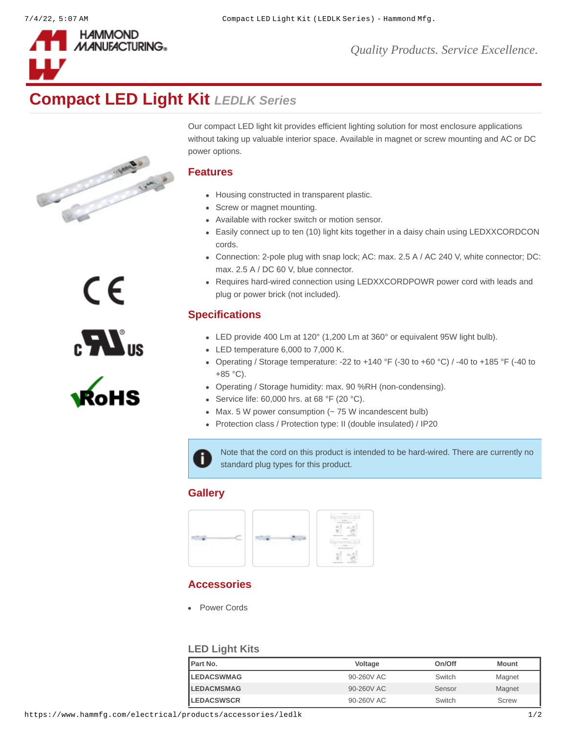# Compact LED Light Kit *LEDLK Series*

Our compact LED light kit provides efficient lighting solution for most enclosure applications without taking up valuable interior space. Available in magnet or screw mounting and AC or DC power options.

## Features

- Housing constructed in transparent plastic.
- Screw or magnet mounting.
- Available with rocker switch or motion sensor.
- Easily connect up to ten (10) light kits together in a daisy chain using LEDXXCORDCON cords.
- Connection: 2-pole plug with snap lock; AC: max. 2.5 A / AC 240 V, white connector; DC: max. 2.5 A / DC 60 V, blue connector.
- Requires hard-wired connection using LEDXXCORDPOWR power cord with leads and plug or power brick (not included).

## Specifications

- LED provide 400 Lm at 120° (1,200 Lm at 360° or equivalent 95W light bulb).
- LED temperature 6,000 to 7,000 K.
- Operating / Storage temperature: -22 to +140 °F (-30 to +60 °C) / -40 to +185 °F (-40 to +85 °C).
- Operating / Storage humidity: max. 90 %RH (non-condensing).
- Service life: 60,000 hrs. at 68 °F (20 °C).
- Max. 5 W power consumption (~ 75 W incandescent bulb)
- Protection class / Protection type: II (double insulated) / IP20

Note that the cord on this product is intended to be hard-wired. There are currently no standard plug types for this product.

## Gallery

## Accessories

- Power Cords

### LED Light Kits

| Part No. | Voltage | On/Off | Mount |
|---|---|---|---|
| LEDACSWMAG | 90-260V AC | Switch | Magnet |
| LEDACMSMAG | 90-260V AC | Sensor | Magnet |
| LEDACSWSCR | 90-260V AC | Switch | Screw |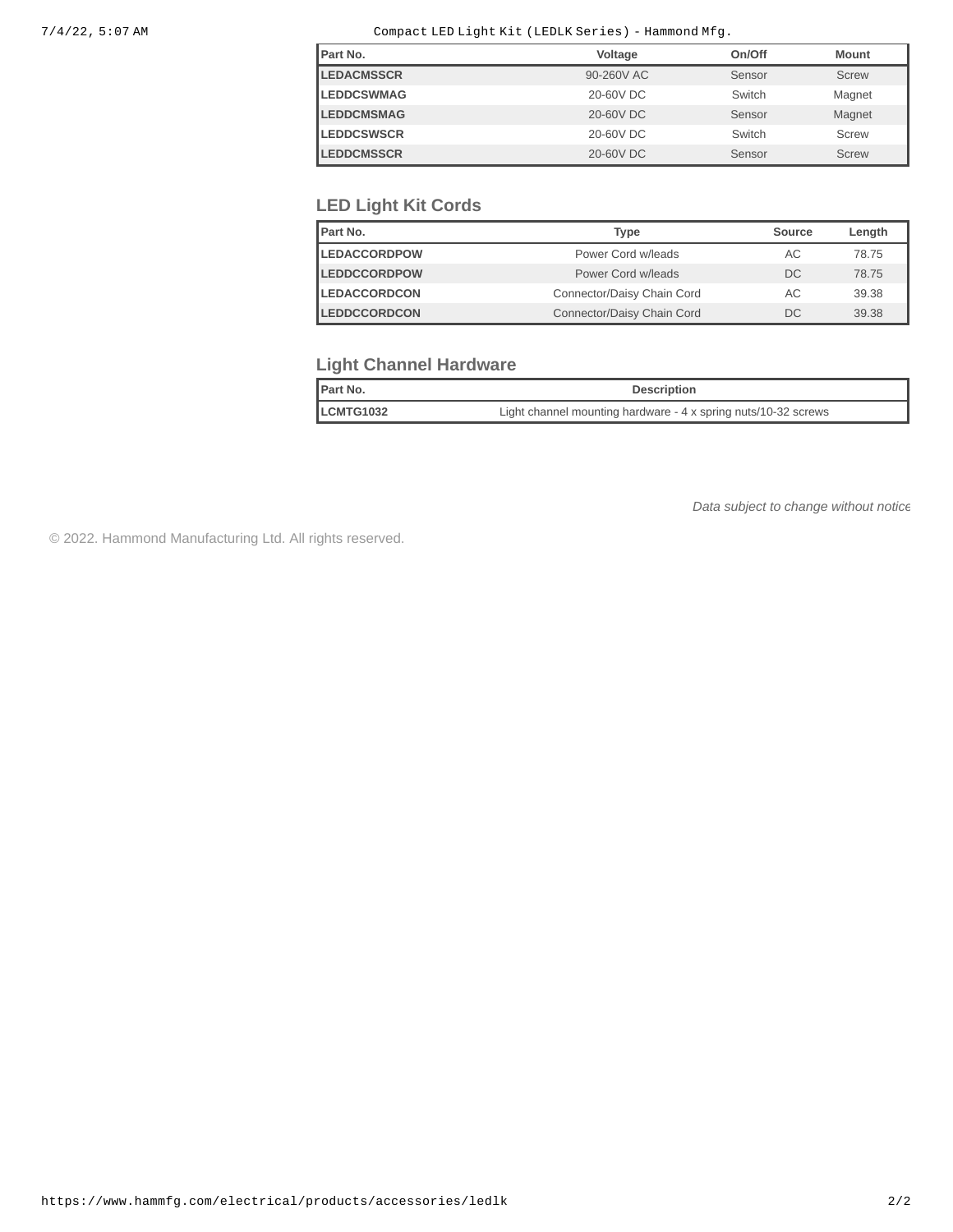| Part No. | Voltage | On/Off | Mount |
|---|---|---|---|
| **LEDACMSSCR** | 90-260V AC | Sensor | Screw |
| **LEDDCSWMAG** | 20-60V DC | Switch | Magnet |
| **LEDDCMSMAG** | 20-60V DC | Sensor | Magnet |
| **LEDDCSWSCR** | 20-60V DC | Switch | Screw |
| **LEDDCMSSCR** | 20-60V DC | Sensor | Screw |

## LED Light Kit Cords

| Part No. | Type | Source | Length |
|---|---|---|---|
| **LEDACCORDPOW** | Power Cord w/leads | AC | 78.75 |
| **LEDDCCORDPOW** | Power Cord w/leads | DC | 78.75 |
| **LEDACCORDCON** | Connector/Daisy Chain Cord | AC | 39.38 |
| **LEDDCCORDCON** | Connector/Daisy Chain Cord | DC | 39.38 |

## Light Channel Hardware

| Part No. | Description |
|---|---|
| **LCMTG1032** | Light channel mounting hardware - 4 x spring nuts/10-32 screws |

*Data subject to change without notice*

© 2022. Hammond Manufacturing Ltd. All rights reserved.